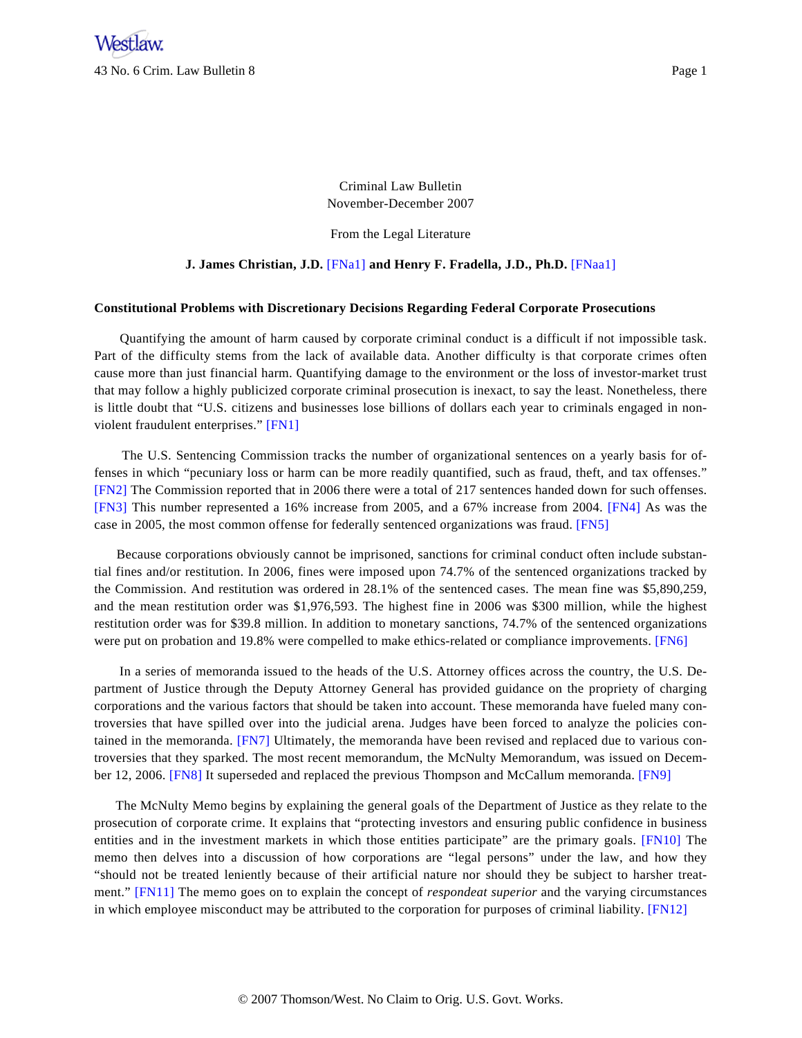Criminal Law Bulletin
November-December 2007

From the Legal Literature

**J. James Christian, J.D. [FNa1] and Henry F. Fradella, J.D., Ph.D. [FNaa1]**

**Constitutional Problems with Discretionary Decisions Regarding Federal Corporate Prosecutions**

Quantifying the amount of harm caused by corporate criminal conduct is a difficult if not impossible task. Part of the difficulty stems from the lack of available data. Another difficulty is that corporate crimes often cause more than just financial harm. Quantifying damage to the environment or the loss of investor-market trust that may follow a highly publicized corporate criminal prosecution is inexact, to say the least. Nonetheless, there is little doubt that "U.S. citizens and businesses lose billions of dollars each year to criminals engaged in non-violent fraudulent enterprises." [FN1]

The U.S. Sentencing Commission tracks the number of organizational sentences on a yearly basis for offenses in which "pecuniary loss or harm can be more readily quantified, such as fraud, theft, and tax offenses." [FN2] The Commission reported that in 2006 there were a total of 217 sentences handed down for such offenses. [FN3] This number represented a 16% increase from 2005, and a 67% increase from 2004. [FN4] As was the case in 2005, the most common offense for federally sentenced organizations was fraud. [FN5]

Because corporations obviously cannot be imprisoned, sanctions for criminal conduct often include substantial fines and/or restitution. In 2006, fines were imposed upon 74.7% of the sentenced organizations tracked by the Commission. And restitution was ordered in 28.1% of the sentenced cases. The mean fine was $5,890,259, and the mean restitution order was $1,976,593. The highest fine in 2006 was $300 million, while the highest restitution order was for $39.8 million. In addition to monetary sanctions, 74.7% of the sentenced organizations were put on probation and 19.8% were compelled to make ethics-related or compliance improvements. [FN6]

In a series of memoranda issued to the heads of the U.S. Attorney offices across the country, the U.S. Department of Justice through the Deputy Attorney General has provided guidance on the propriety of charging corporations and the various factors that should be taken into account. These memoranda have fueled many controversies that have spilled over into the judicial arena. Judges have been forced to analyze the policies contained in the memoranda. [FN7] Ultimately, the memoranda have been revised and replaced due to various controversies that they sparked. The most recent memorandum, the McNulty Memorandum, was issued on December 12, 2006. [FN8] It superseded and replaced the previous Thompson and McCallum memoranda. [FN9]

The McNulty Memo begins by explaining the general goals of the Department of Justice as they relate to the prosecution of corporate crime. It explains that "protecting investors and ensuring public confidence in business entities and in the investment markets in which those entities participate" are the primary goals. [FN10] The memo then delves into a discussion of how corporations are "legal persons" under the law, and how they "should not be treated leniently because of their artificial nature nor should they be subject to harsher treatment." [FN11] The memo goes on to explain the concept of *respondeat superior* and the varying circumstances in which employee misconduct may be attributed to the corporation for purposes of criminal liability. [FN12]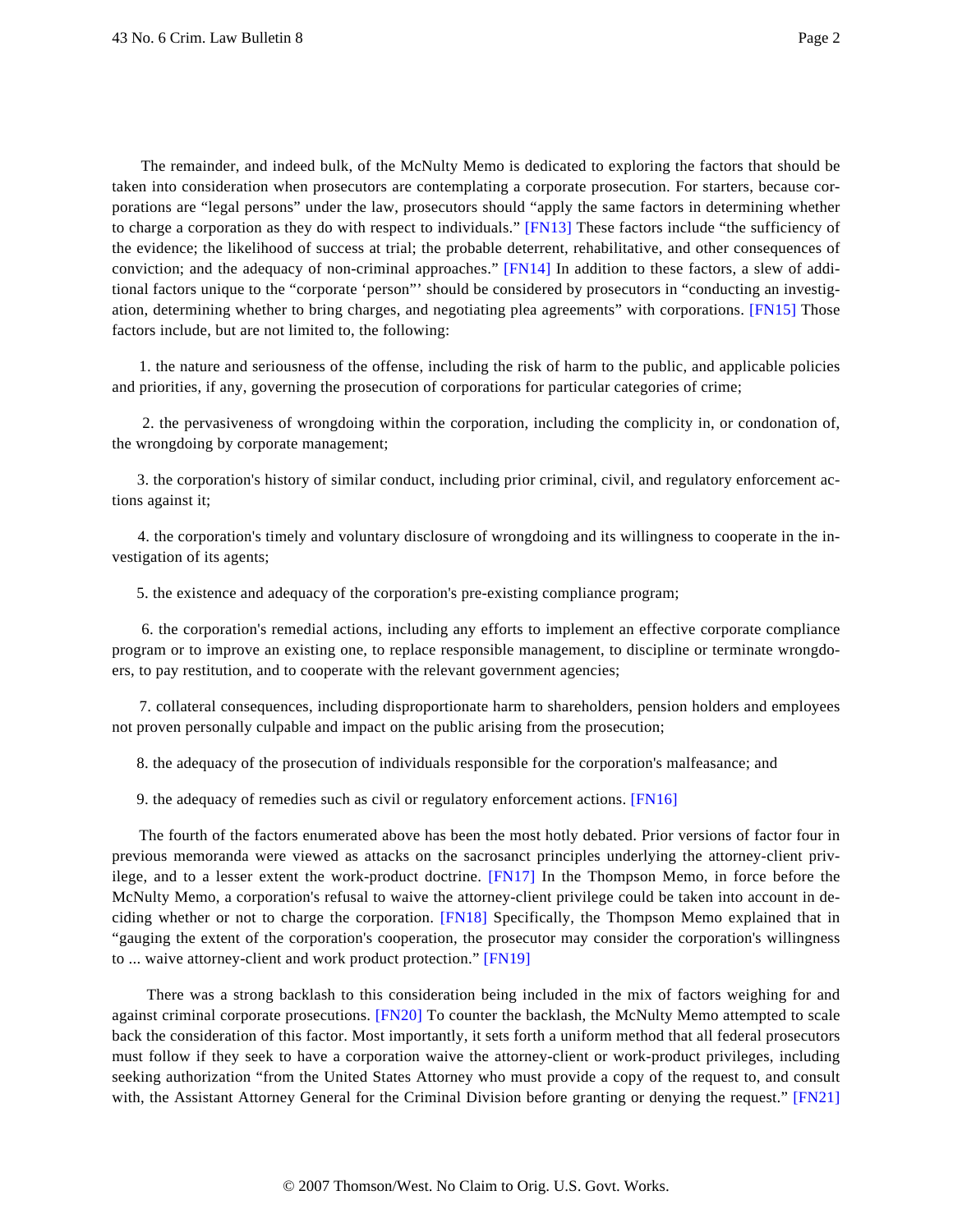The remainder, and indeed bulk, of the McNulty Memo is dedicated to exploring the factors that should be taken into consideration when prosecutors are contemplating a corporate prosecution. For starters, because corporations are "legal persons" under the law, prosecutors should "apply the same factors in determining whether to charge a corporation as they do with respect to individuals." [FN13] These factors include "the sufficiency of the evidence; the likelihood of success at trial; the probable deterrent, rehabilitative, and other consequences of conviction; and the adequacy of non-criminal approaches." [FN14] In addition to these factors, a slew of additional factors unique to the "corporate 'person"' should be considered by prosecutors in "conducting an investigation, determining whether to bring charges, and negotiating plea agreements" with corporations. [FN15] Those factors include, but are not limited to, the following:

1. the nature and seriousness of the offense, including the risk of harm to the public, and applicable policies and priorities, if any, governing the prosecution of corporations for particular categories of crime;

2. the pervasiveness of wrongdoing within the corporation, including the complicity in, or condonation of, the wrongdoing by corporate management;

3. the corporation's history of similar conduct, including prior criminal, civil, and regulatory enforcement actions against it;

4. the corporation's timely and voluntary disclosure of wrongdoing and its willingness to cooperate in the investigation of its agents;

5. the existence and adequacy of the corporation's pre-existing compliance program;

6. the corporation's remedial actions, including any efforts to implement an effective corporate compliance program or to improve an existing one, to replace responsible management, to discipline or terminate wrongdoers, to pay restitution, and to cooperate with the relevant government agencies;

7. collateral consequences, including disproportionate harm to shareholders, pension holders and employees not proven personally culpable and impact on the public arising from the prosecution;

8. the adequacy of the prosecution of individuals responsible for the corporation's malfeasance; and

9. the adequacy of remedies such as civil or regulatory enforcement actions. [FN16]

The fourth of the factors enumerated above has been the most hotly debated. Prior versions of factor four in previous memoranda were viewed as attacks on the sacrosanct principles underlying the attorney-client privilege, and to a lesser extent the work-product doctrine. [FN17] In the Thompson Memo, in force before the McNulty Memo, a corporation's refusal to waive the attorney-client privilege could be taken into account in deciding whether or not to charge the corporation. [FN18] Specifically, the Thompson Memo explained that in "gauging the extent of the corporation's cooperation, the prosecutor may consider the corporation's willingness to ... waive attorney-client and work product protection." [FN19]

There was a strong backlash to this consideration being included in the mix of factors weighing for and against criminal corporate prosecutions. [FN20] To counter the backlash, the McNulty Memo attempted to scale back the consideration of this factor. Most importantly, it sets forth a uniform method that all federal prosecutors must follow if they seek to have a corporation waive the attorney-client or work-product privileges, including seeking authorization "from the United States Attorney who must provide a copy of the request to, and consult with, the Assistant Attorney General for the Criminal Division before granting or denying the request." [FN21]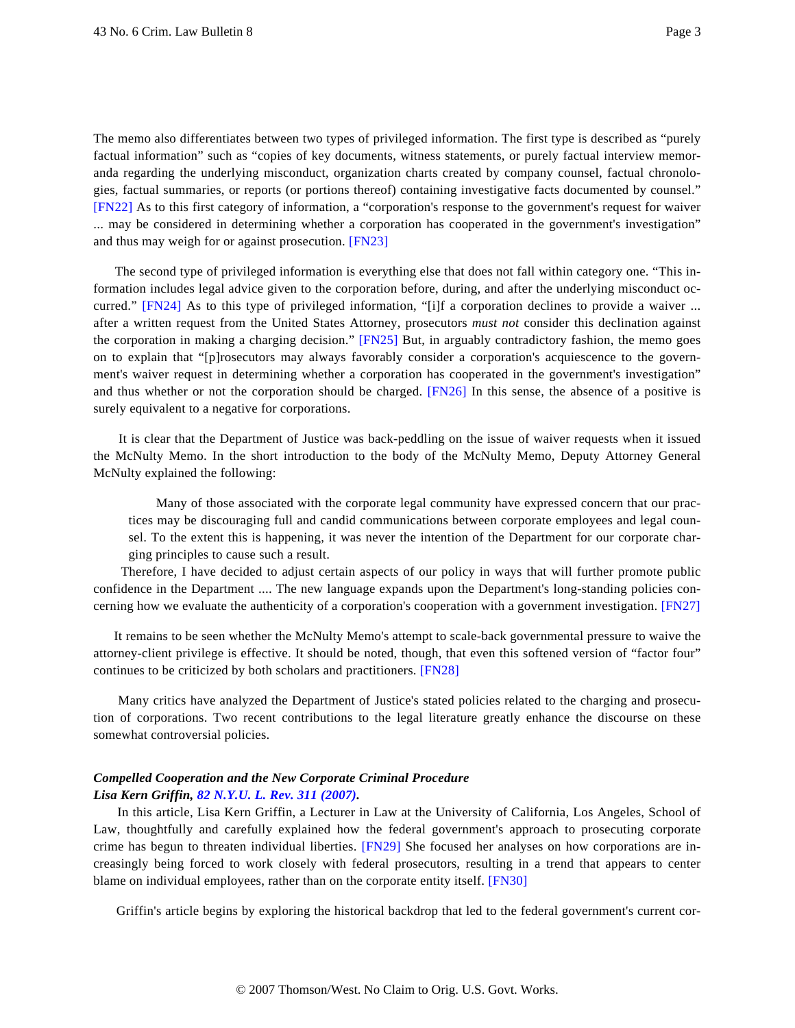The memo also differentiates between two types of privileged information. The first type is described as "purely factual information" such as "copies of key documents, witness statements, or purely factual interview memoranda regarding the underlying misconduct, organization charts created by company counsel, factual chronologies, factual summaries, or reports (or portions thereof) containing investigative facts documented by counsel." [FN22] As to this first category of information, a "corporation's response to the government's request for waiver ... may be considered in determining whether a corporation has cooperated in the government's investigation" and thus may weigh for or against prosecution. [FN23]

The second type of privileged information is everything else that does not fall within category one. "This information includes legal advice given to the corporation before, during, and after the underlying misconduct occurred." [FN24] As to this type of privileged information, "[i]f a corporation declines to provide a waiver ... after a written request from the United States Attorney, prosecutors *must not* consider this declination against the corporation in making a charging decision." [FN25] But, in arguably contradictory fashion, the memo goes on to explain that "[p]rosecutors may always favorably consider a corporation's acquiescence to the government's waiver request in determining whether a corporation has cooperated in the government's investigation" and thus whether or not the corporation should be charged. [FN26] In this sense, the absence of a positive is surely equivalent to a negative for corporations.

It is clear that the Department of Justice was back-peddling on the issue of waiver requests when it issued the McNulty Memo. In the short introduction to the body of the McNulty Memo, Deputy Attorney General McNulty explained the following:

> Many of those associated with the corporate legal community have expressed concern that our practices may be discouraging full and candid communications between corporate employees and legal counsel. To the extent this is happening, it was never the intention of the Department for our corporate charging principles to cause such a result.

Therefore, I have decided to adjust certain aspects of our policy in ways that will further promote public confidence in the Department .... The new language expands upon the Department's long-standing policies concerning how we evaluate the authenticity of a corporation's cooperation with a government investigation. [FN27]

It remains to be seen whether the McNulty Memo's attempt to scale-back governmental pressure to waive the attorney-client privilege is effective. It should be noted, though, that even this softened version of "factor four" continues to be criticized by both scholars and practitioners. [FN28]

Many critics have analyzed the Department of Justice's stated policies related to the charging and prosecution of corporations. Two recent contributions to the legal literature greatly enhance the discourse on these somewhat controversial policies.

***Compelled Cooperation and the New Corporate Criminal Procedure***
***Lisa Kern Griffin, 82 N.Y.U. L. Rev. 311 (2007).***

In this article, Lisa Kern Griffin, a Lecturer in Law at the University of California, Los Angeles, School of Law, thoughtfully and carefully explained how the federal government's approach to prosecuting corporate crime has begun to threaten individual liberties. [FN29] She focused her analyses on how corporations are increasingly being forced to work closely with federal prosecutors, resulting in a trend that appears to center blame on individual employees, rather than on the corporate entity itself. [FN30]

Griffin's article begins by exploring the historical backdrop that led to the federal government's current cor-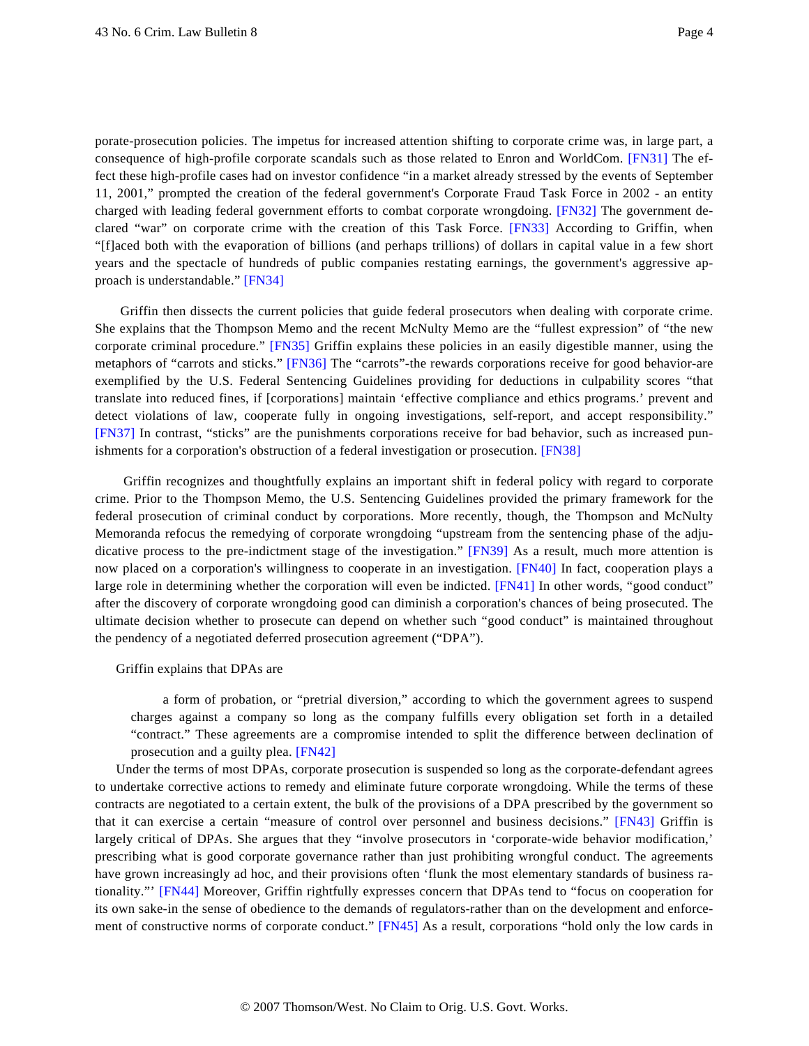porate-prosecution policies. The impetus for increased attention shifting to corporate crime was, in large part, a consequence of high-profile corporate scandals such as those related to Enron and WorldCom. [FN31] The effect these high-profile cases had on investor confidence "in a market already stressed by the events of September 11, 2001," prompted the creation of the federal government's Corporate Fraud Task Force in 2002 - an entity charged with leading federal government efforts to combat corporate wrongdoing. [FN32] The government declared "war" on corporate crime with the creation of this Task Force. [FN33] According to Griffin, when "[f]aced both with the evaporation of billions (and perhaps trillions) of dollars in capital value in a few short years and the spectacle of hundreds of public companies restating earnings, the government's aggressive approach is understandable." [FN34]

Griffin then dissects the current policies that guide federal prosecutors when dealing with corporate crime. She explains that the Thompson Memo and the recent McNulty Memo are the "fullest expression" of "the new corporate criminal procedure." [FN35] Griffin explains these policies in an easily digestible manner, using the metaphors of "carrots and sticks." [FN36] The "carrots"-the rewards corporations receive for good behavior-are exemplified by the U.S. Federal Sentencing Guidelines providing for deductions in culpability scores "that translate into reduced fines, if [corporations] maintain 'effective compliance and ethics programs.' prevent and detect violations of law, cooperate fully in ongoing investigations, self-report, and accept responsibility." [FN37] In contrast, "sticks" are the punishments corporations receive for bad behavior, such as increased punishments for a corporation's obstruction of a federal investigation or prosecution. [FN38]

Griffin recognizes and thoughtfully explains an important shift in federal policy with regard to corporate crime. Prior to the Thompson Memo, the U.S. Sentencing Guidelines provided the primary framework for the federal prosecution of criminal conduct by corporations. More recently, though, the Thompson and McNulty Memoranda refocus the remedying of corporate wrongdoing "upstream from the sentencing phase of the adjudicative process to the pre-indictment stage of the investigation." [FN39] As a result, much more attention is now placed on a corporation's willingness to cooperate in an investigation. [FN40] In fact, cooperation plays a large role in determining whether the corporation will even be indicted. [FN41] In other words, "good conduct" after the discovery of corporate wrongdoing good can diminish a corporation's chances of being prosecuted. The ultimate decision whether to prosecute can depend on whether such "good conduct" is maintained throughout the pendency of a negotiated deferred prosecution agreement ("DPA").

Griffin explains that DPAs are

> a form of probation, or "pretrial diversion," according to which the government agrees to suspend charges against a company so long as the company fulfills every obligation set forth in a detailed "contract." These agreements are a compromise intended to split the difference between declination of prosecution and a guilty plea. [FN42]

Under the terms of most DPAs, corporate prosecution is suspended so long as the corporate-defendant agrees to undertake corrective actions to remedy and eliminate future corporate wrongdoing. While the terms of these contracts are negotiated to a certain extent, the bulk of the provisions of a DPA prescribed by the government so that it can exercise a certain "measure of control over personnel and business decisions." [FN43] Griffin is largely critical of DPAs. She argues that they "involve prosecutors in 'corporate-wide behavior modification,' prescribing what is good corporate governance rather than just prohibiting wrongful conduct. The agreements have grown increasingly ad hoc, and their provisions often 'flunk the most elementary standards of business rationality."' [FN44] Moreover, Griffin rightfully expresses concern that DPAs tend to "focus on cooperation for its own sake-in the sense of obedience to the demands of regulators-rather than on the development and enforcement of constructive norms of corporate conduct." [FN45] As a result, corporations "hold only the low cards in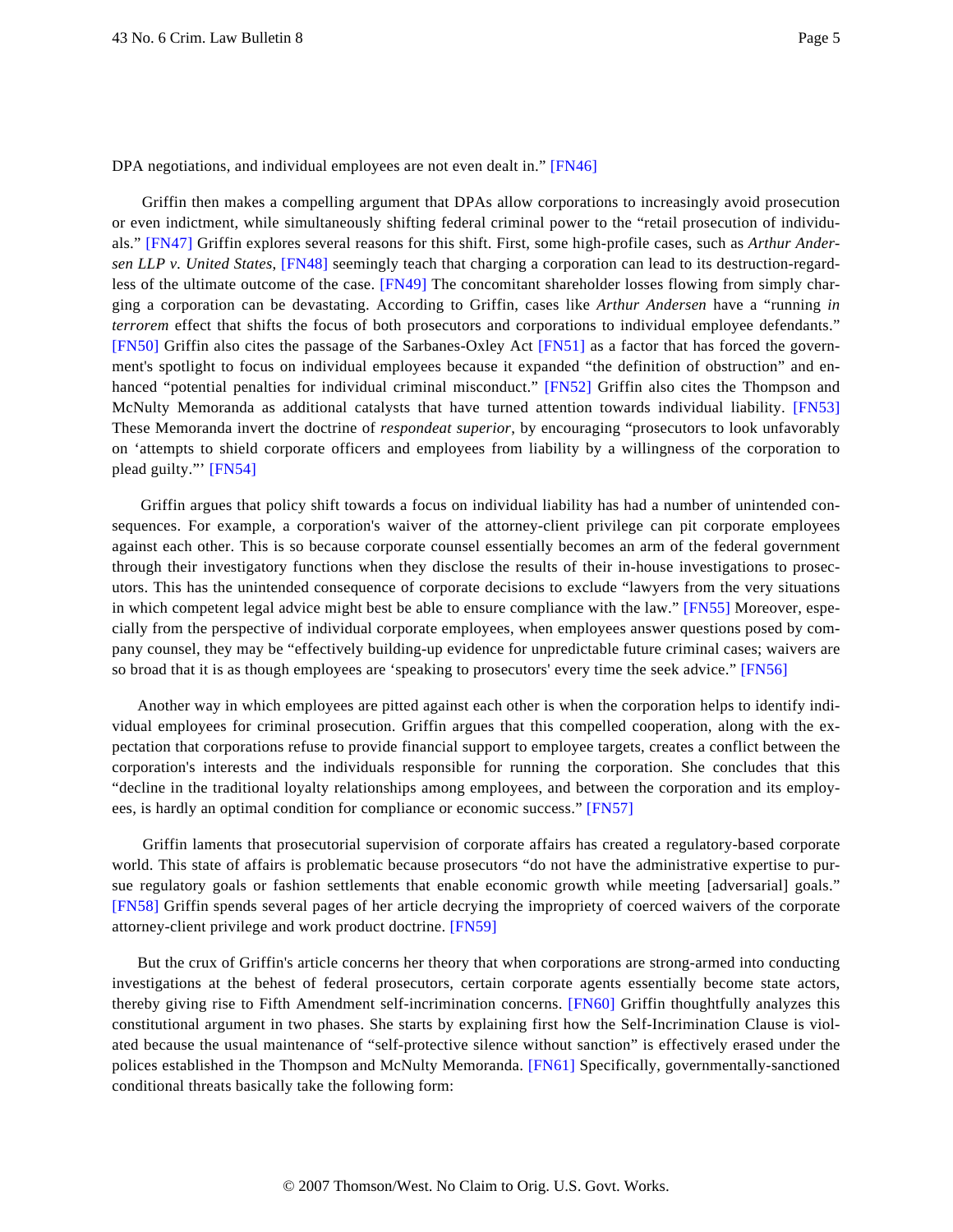DPA negotiations, and individual employees are not even dealt in." [FN46]

Griffin then makes a compelling argument that DPAs allow corporations to increasingly avoid prosecution or even indictment, while simultaneously shifting federal criminal power to the "retail prosecution of individuals." [FN47] Griffin explores several reasons for this shift. First, some high-profile cases, such as *Arthur Andersen LLP v. United States*, [FN48] seemingly teach that charging a corporation can lead to its destruction-regardless of the ultimate outcome of the case. [FN49] The concomitant shareholder losses flowing from simply charging a corporation can be devastating. According to Griffin, cases like *Arthur Andersen* have a "running *in terrorem* effect that shifts the focus of both prosecutors and corporations to individual employee defendants." [FN50] Griffin also cites the passage of the Sarbanes-Oxley Act [FN51] as a factor that has forced the government's spotlight to focus on individual employees because it expanded "the definition of obstruction" and enhanced "potential penalties for individual criminal misconduct." [FN52] Griffin also cites the Thompson and McNulty Memoranda as additional catalysts that have turned attention towards individual liability. [FN53] These Memoranda invert the doctrine of *respondeat superior*, by encouraging "prosecutors to look unfavorably on 'attempts to shield corporate officers and employees from liability by a willingness of the corporation to plead guilty."' [FN54]

Griffin argues that policy shift towards a focus on individual liability has had a number of unintended consequences. For example, a corporation's waiver of the attorney-client privilege can pit corporate employees against each other. This is so because corporate counsel essentially becomes an arm of the federal government through their investigatory functions when they disclose the results of their in-house investigations to prosecutors. This has the unintended consequence of corporate decisions to exclude "lawyers from the very situations in which competent legal advice might best be able to ensure compliance with the law." [FN55] Moreover, especially from the perspective of individual corporate employees, when employees answer questions posed by company counsel, they may be "effectively building-up evidence for unpredictable future criminal cases; waivers are so broad that it is as though employees are 'speaking to prosecutors' every time the seek advice." [FN56]

Another way in which employees are pitted against each other is when the corporation helps to identify individual employees for criminal prosecution. Griffin argues that this compelled cooperation, along with the expectation that corporations refuse to provide financial support to employee targets, creates a conflict between the corporation's interests and the individuals responsible for running the corporation. She concludes that this "decline in the traditional loyalty relationships among employees, and between the corporation and its employees, is hardly an optimal condition for compliance or economic success." [FN57]

Griffin laments that prosecutorial supervision of corporate affairs has created a regulatory-based corporate world. This state of affairs is problematic because prosecutors "do not have the administrative expertise to pursue regulatory goals or fashion settlements that enable economic growth while meeting [adversarial] goals." [FN58] Griffin spends several pages of her article decrying the impropriety of coerced waivers of the corporate attorney-client privilege and work product doctrine. [FN59]

But the crux of Griffin's article concerns her theory that when corporations are strong-armed into conducting investigations at the behest of federal prosecutors, certain corporate agents essentially become state actors, thereby giving rise to Fifth Amendment self-incrimination concerns. [FN60] Griffin thoughtfully analyzes this constitutional argument in two phases. She starts by explaining first how the Self-Incrimination Clause is violated because the usual maintenance of "self-protective silence without sanction" is effectively erased under the polices established in the Thompson and McNulty Memoranda. [FN61] Specifically, governmentally-sanctioned conditional threats basically take the following form: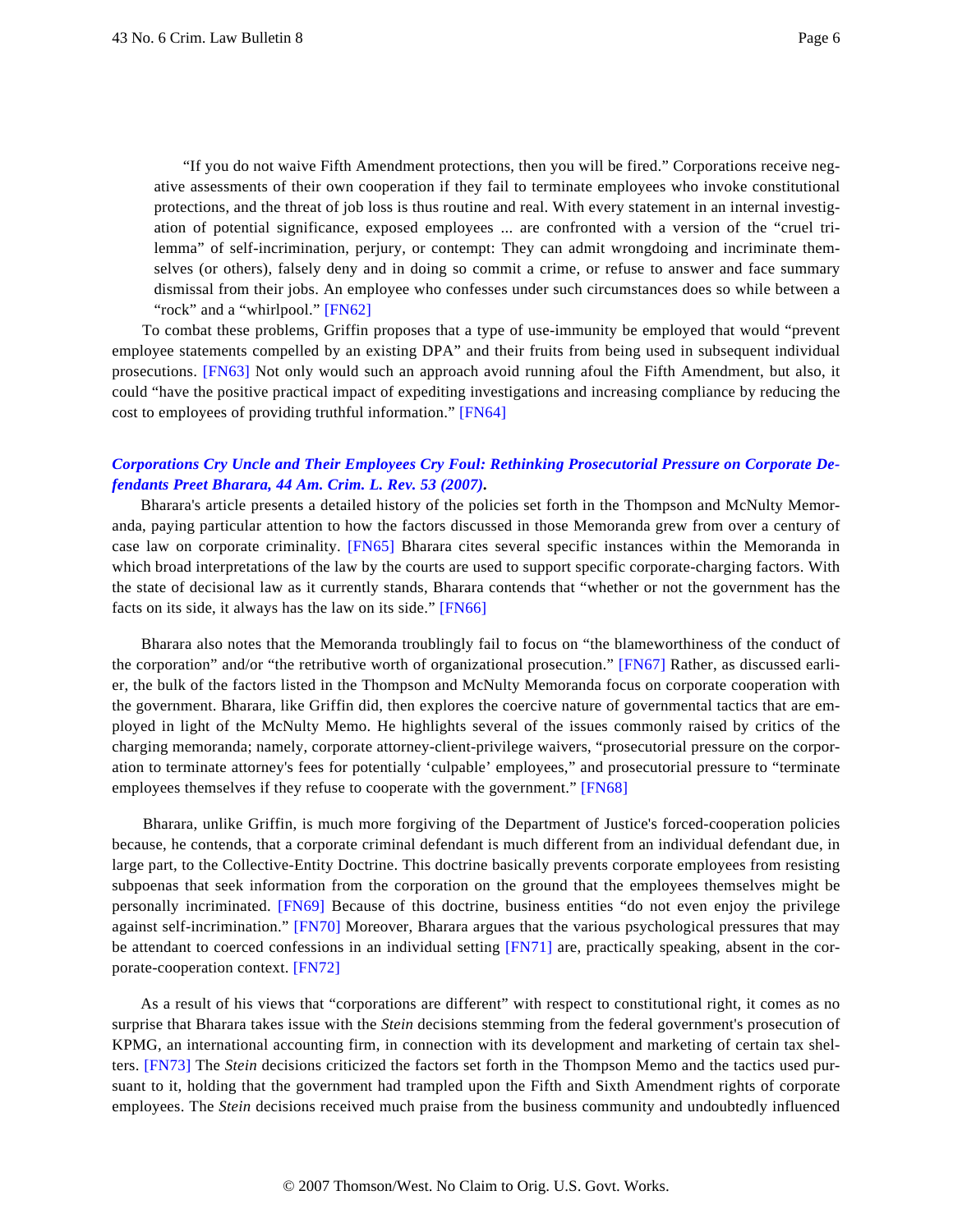> "If you do not waive Fifth Amendment protections, then you will be fired." Corporations receive negative assessments of their own cooperation if they fail to terminate employees who invoke constitutional protections, and the threat of job loss is thus routine and real. With every statement in an internal investigation of potential significance, exposed employees ... are confronted with a version of the "cruel trilemma" of self-incrimination, perjury, or contempt: They can admit wrongdoing and incriminate themselves (or others), falsely deny and in doing so commit a crime, or refuse to answer and face summary dismissal from their jobs. An employee who confesses under such circumstances does so while between a "rock" and a "whirlpool." [FN62]

To combat these problems, Griffin proposes that a type of use-immunity be employed that would "prevent employee statements compelled by an existing DPA" and their fruits from being used in subsequent individual prosecutions. [FN63] Not only would such an approach avoid running afoul the Fifth Amendment, but also, it could "have the positive practical impact of expediting investigations and increasing compliance by reducing the cost to employees of providing truthful information." [FN64]

***Corporations Cry Uncle and Their Employees Cry Foul: Rethinking Prosecutorial Pressure on Corporate Defendants Preet Bharara, 44 Am. Crim. L. Rev. 53 (2007).***

Bharara's article presents a detailed history of the policies set forth in the Thompson and McNulty Memoranda, paying particular attention to how the factors discussed in those Memoranda grew from over a century of case law on corporate criminality. [FN65] Bharara cites several specific instances within the Memoranda in which broad interpretations of the law by the courts are used to support specific corporate-charging factors. With the state of decisional law as it currently stands, Bharara contends that "whether or not the government has the facts on its side, it always has the law on its side." [FN66]

Bharara also notes that the Memoranda troublingly fail to focus on "the blameworthiness of the conduct of the corporation" and/or "the retributive worth of organizational prosecution." [FN67] Rather, as discussed earlier, the bulk of the factors listed in the Thompson and McNulty Memoranda focus on corporate cooperation with the government. Bharara, like Griffin did, then explores the coercive nature of governmental tactics that are employed in light of the McNulty Memo. He highlights several of the issues commonly raised by critics of the charging memoranda; namely, corporate attorney-client-privilege waivers, "prosecutorial pressure on the corporation to terminate attorney's fees for potentially 'culpable' employees," and prosecutorial pressure to "terminate employees themselves if they refuse to cooperate with the government." [FN68]

Bharara, unlike Griffin, is much more forgiving of the Department of Justice's forced-cooperation policies because, he contends, that a corporate criminal defendant is much different from an individual defendant due, in large part, to the Collective-Entity Doctrine. This doctrine basically prevents corporate employees from resisting subpoenas that seek information from the corporation on the ground that the employees themselves might be personally incriminated. [FN69] Because of this doctrine, business entities "do not even enjoy the privilege against self-incrimination." [FN70] Moreover, Bharara argues that the various psychological pressures that may be attendant to coerced confessions in an individual setting [FN71] are, practically speaking, absent in the corporate-cooperation context. [FN72]

As a result of his views that "corporations are different" with respect to constitutional right, it comes as no surprise that Bharara takes issue with the *Stein* decisions stemming from the federal government's prosecution of KPMG, an international accounting firm, in connection with its development and marketing of certain tax shelters. [FN73] The *Stein* decisions criticized the factors set forth in the Thompson Memo and the tactics used pursuant to it, holding that the government had trampled upon the Fifth and Sixth Amendment rights of corporate employees. The *Stein* decisions received much praise from the business community and undoubtedly influenced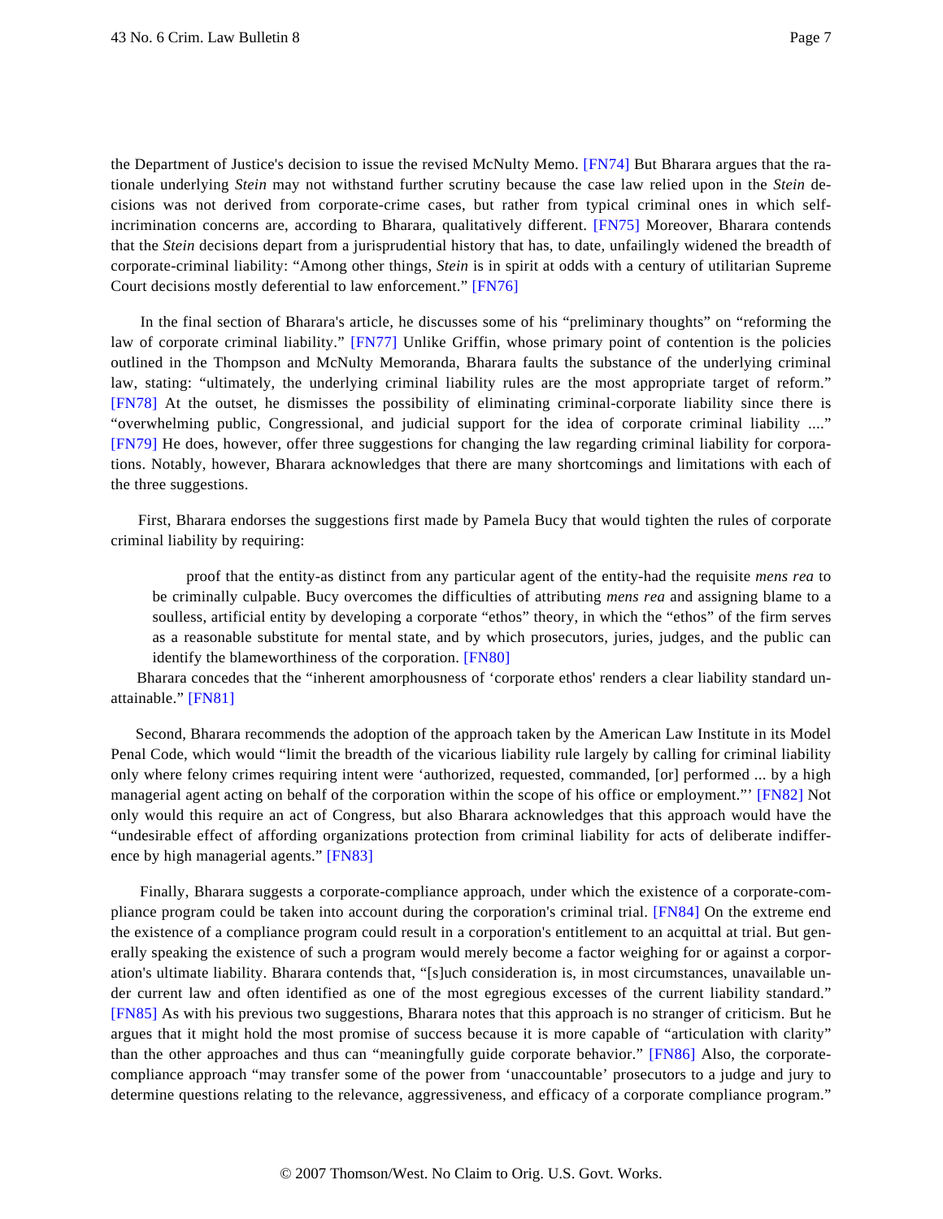the Department of Justice's decision to issue the revised McNulty Memo. [FN74] But Bharara argues that the rationale underlying *Stein* may not withstand further scrutiny because the case law relied upon in the *Stein* decisions was not derived from corporate-crime cases, but rather from typical criminal ones in which self-incrimination concerns are, according to Bharara, qualitatively different. [FN75] Moreover, Bharara contends that the *Stein* decisions depart from a jurisprudential history that has, to date, unfailingly widened the breadth of corporate-criminal liability: "Among other things, *Stein* is in spirit at odds with a century of utilitarian Supreme Court decisions mostly deferential to law enforcement." [FN76]

In the final section of Bharara's article, he discusses some of his "preliminary thoughts" on "reforming the law of corporate criminal liability." [FN77] Unlike Griffin, whose primary point of contention is the policies outlined in the Thompson and McNulty Memoranda, Bharara faults the substance of the underlying criminal law, stating: "ultimately, the underlying criminal liability rules are the most appropriate target of reform." [FN78] At the outset, he dismisses the possibility of eliminating criminal-corporate liability since there is "overwhelming public, Congressional, and judicial support for the idea of corporate criminal liability ...." [FN79] He does, however, offer three suggestions for changing the law regarding criminal liability for corporations. Notably, however, Bharara acknowledges that there are many shortcomings and limitations with each of the three suggestions.

First, Bharara endorses the suggestions first made by Pamela Bucy that would tighten the rules of corporate criminal liability by requiring:

> proof that the entity-as distinct from any particular agent of the entity-had the requisite *mens rea* to be criminally culpable. Bucy overcomes the difficulties of attributing *mens rea* and assigning blame to a soulless, artificial entity by developing a corporate "ethos" theory, in which the "ethos" of the firm serves as a reasonable substitute for mental state, and by which prosecutors, juries, judges, and the public can identify the blameworthiness of the corporation. [FN80]

Bharara concedes that the "inherent amorphousness of 'corporate ethos' renders a clear liability standard unattainable." [FN81]

Second, Bharara recommends the adoption of the approach taken by the American Law Institute in its Model Penal Code, which would "limit the breadth of the vicarious liability rule largely by calling for criminal liability only where felony crimes requiring intent were 'authorized, requested, commanded, [or] performed ... by a high managerial agent acting on behalf of the corporation within the scope of his office or employment."' [FN82] Not only would this require an act of Congress, but also Bharara acknowledges that this approach would have the "undesirable effect of affording organizations protection from criminal liability for acts of deliberate indifference by high managerial agents." [FN83]

Finally, Bharara suggests a corporate-compliance approach, under which the existence of a corporate-compliance program could be taken into account during the corporation's criminal trial. [FN84] On the extreme end the existence of a compliance program could result in a corporation's entitlement to an acquittal at trial. But generally speaking the existence of such a program would merely become a factor weighing for or against a corporation's ultimate liability. Bharara contends that, "[s]uch consideration is, in most circumstances, unavailable under current law and often identified as one of the most egregious excesses of the current liability standard." [FN85] As with his previous two suggestions, Bharara notes that this approach is no stranger of criticism. But he argues that it might hold the most promise of success because it is more capable of "articulation with clarity" than the other approaches and thus can "meaningfully guide corporate behavior." [FN86] Also, the corporate-compliance approach "may transfer some of the power from 'unaccountable' prosecutors to a judge and jury to determine questions relating to the relevance, aggressiveness, and efficacy of a corporate compliance program."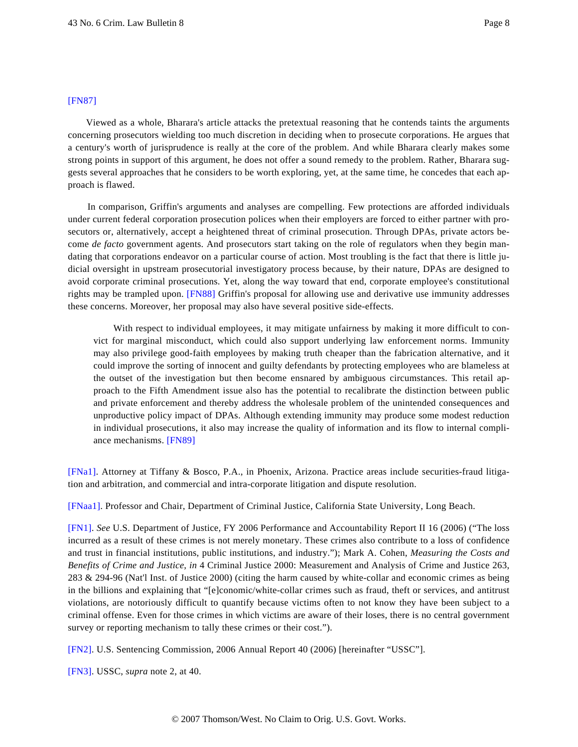[FN87]

Viewed as a whole, Bharara's article attacks the pretextual reasoning that he contends taints the arguments concerning prosecutors wielding too much discretion in deciding when to prosecute corporations. He argues that a century's worth of jurisprudence is really at the core of the problem. And while Bharara clearly makes some strong points in support of this argument, he does not offer a sound remedy to the problem. Rather, Bharara suggests several approaches that he considers to be worth exploring, yet, at the same time, he concedes that each approach is flawed.

In comparison, Griffin's arguments and analyses are compelling. Few protections are afforded individuals under current federal corporation prosecution polices when their employers are forced to either partner with prosecutors or, alternatively, accept a heightened threat of criminal prosecution. Through DPAs, private actors become *de facto* government agents. And prosecutors start taking on the role of regulators when they begin mandating that corporations endeavor on a particular course of action. Most troubling is the fact that there is little judicial oversight in upstream prosecutorial investigatory process because, by their nature, DPAs are designed to avoid corporate criminal prosecutions. Yet, along the way toward that end, corporate employee's constitutional rights may be trampled upon. [FN88] Griffin's proposal for allowing use and derivative use immunity addresses these concerns. Moreover, her proposal may also have several positive side-effects.

> With respect to individual employees, it may mitigate unfairness by making it more difficult to convict for marginal misconduct, which could also support underlying law enforcement norms. Immunity may also privilege good-faith employees by making truth cheaper than the fabrication alternative, and it could improve the sorting of innocent and guilty defendants by protecting employees who are blameless at the outset of the investigation but then become ensnared by ambiguous circumstances. This retail approach to the Fifth Amendment issue also has the potential to recalibrate the distinction between public and private enforcement and thereby address the wholesale problem of the unintended consequences and unproductive policy impact of DPAs. Although extending immunity may produce some modest reduction in individual prosecutions, it also may increase the quality of information and its flow to internal compliance mechanisms. [FN89]

[FNa1]. Attorney at Tiffany & Bosco, P.A., in Phoenix, Arizona. Practice areas include securities-fraud litigation and arbitration, and commercial and intra-corporate litigation and dispute resolution.

[FNaa1]. Professor and Chair, Department of Criminal Justice, California State University, Long Beach.

[FN1]. *See* U.S. Department of Justice, FY 2006 Performance and Accountability Report II 16 (2006) ("The loss incurred as a result of these crimes is not merely monetary. These crimes also contribute to a loss of confidence and trust in financial institutions, public institutions, and industry."); Mark A. Cohen, *Measuring the Costs and Benefits of Crime and Justice*, *in* 4 Criminal Justice 2000: Measurement and Analysis of Crime and Justice 263, 283 & 294-96 (Nat'l Inst. of Justice 2000) (citing the harm caused by white-collar and economic crimes as being in the billions and explaining that "[e]conomic/white-collar crimes such as fraud, theft or services, and antitrust violations, are notoriously difficult to quantify because victims often to not know they have been subject to a criminal offense. Even for those crimes in which victims are aware of their loses, there is no central government survey or reporting mechanism to tally these crimes or their cost.").

[FN2]. U.S. Sentencing Commission, 2006 Annual Report 40 (2006) [hereinafter "USSC"].

[FN3]. USSC, *supra* note 2, at 40.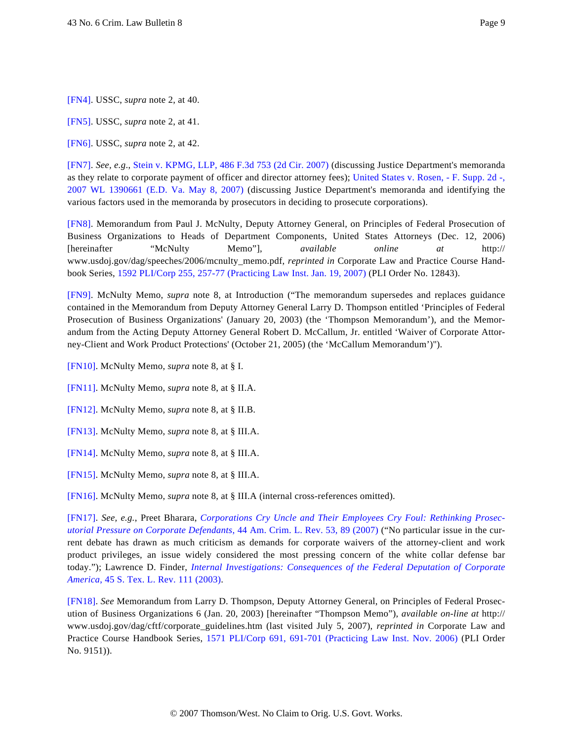[FN4]. USSC, *supra* note 2, at 40.

[FN5]. USSC, *supra* note 2, at 41.

[FN6]. USSC, *supra* note 2, at 42.

[FN7]. *See, e.g.*, Stein v. KPMG, LLP, 486 F.3d 753 (2d Cir. 2007) (discussing Justice Department's memoranda as they relate to corporate payment of officer and director attorney fees); United States v. Rosen, - F. Supp. 2d -, 2007 WL 1390661 (E.D. Va. May 8, 2007) (discussing Justice Department's memoranda and identifying the various factors used in the memoranda by prosecutors in deciding to prosecute corporations).

[FN8]. Memorandum from Paul J. McNulty, Deputy Attorney General, on Principles of Federal Prosecution of Business Organizations to Heads of Department Components, United States Attorneys (Dec. 12, 2006) [hereinafter "McNulty Memo"], *available online at* http:// www.usdoj.gov/dag/speeches/2006/mcnulty_memo.pdf, *reprinted in* Corporate Law and Practice Course Handbook Series, 1592 PLI/Corp 255, 257-77 (Practicing Law Inst. Jan. 19, 2007) (PLI Order No. 12843).

[FN9]. McNulty Memo, *supra* note 8, at Introduction ("The memorandum supersedes and replaces guidance contained in the Memorandum from Deputy Attorney General Larry D. Thompson entitled 'Principles of Federal Prosecution of Business Organizations' (January 20, 2003) (the 'Thompson Memorandum'), and the Memorandum from the Acting Deputy Attorney General Robert D. McCallum, Jr. entitled 'Waiver of Corporate Attorney-Client and Work Product Protections' (October 21, 2005) (the 'McCallum Memorandum')").

[FN10]. McNulty Memo, *supra* note 8, at § I.

[FN11]. McNulty Memo, *supra* note 8, at § II.A.

[FN12]. McNulty Memo, *supra* note 8, at § II.B.

[FN13]. McNulty Memo, *supra* note 8, at § III.A.

[FN14]. McNulty Memo, *supra* note 8, at § III.A.

[FN15]. McNulty Memo, *supra* note 8, at § III.A.

[FN16]. McNulty Memo, *supra* note 8, at § III.A (internal cross-references omitted).

[FN17]. *See, e.g.*, Preet Bharara, *Corporations Cry Uncle and Their Employees Cry Foul: Rethinking Prosecutorial Pressure on Corporate Defendants*, 44 Am. Crim. L. Rev. 53, 89 (2007) ("No particular issue in the current debate has drawn as much criticism as demands for corporate waivers of the attorney-client and work product privileges, an issue widely considered the most pressing concern of the white collar defense bar today."); Lawrence D. Finder, *Internal Investigations: Consequences of the Federal Deputation of Corporate America*, 45 S. Tex. L. Rev. 111 (2003).

[FN18]. *See* Memorandum from Larry D. Thompson, Deputy Attorney General, on Principles of Federal Prosecution of Business Organizations 6 (Jan. 20, 2003) [hereinafter "Thompson Memo"), *available on-line at* http:// www.usdoj.gov/dag/cftf/corporate_guidelines.htm (last visited July 5, 2007), *reprinted in* Corporate Law and Practice Course Handbook Series, 1571 PLI/Corp 691, 691-701 (Practicing Law Inst. Nov. 2006) (PLI Order No. 9151)).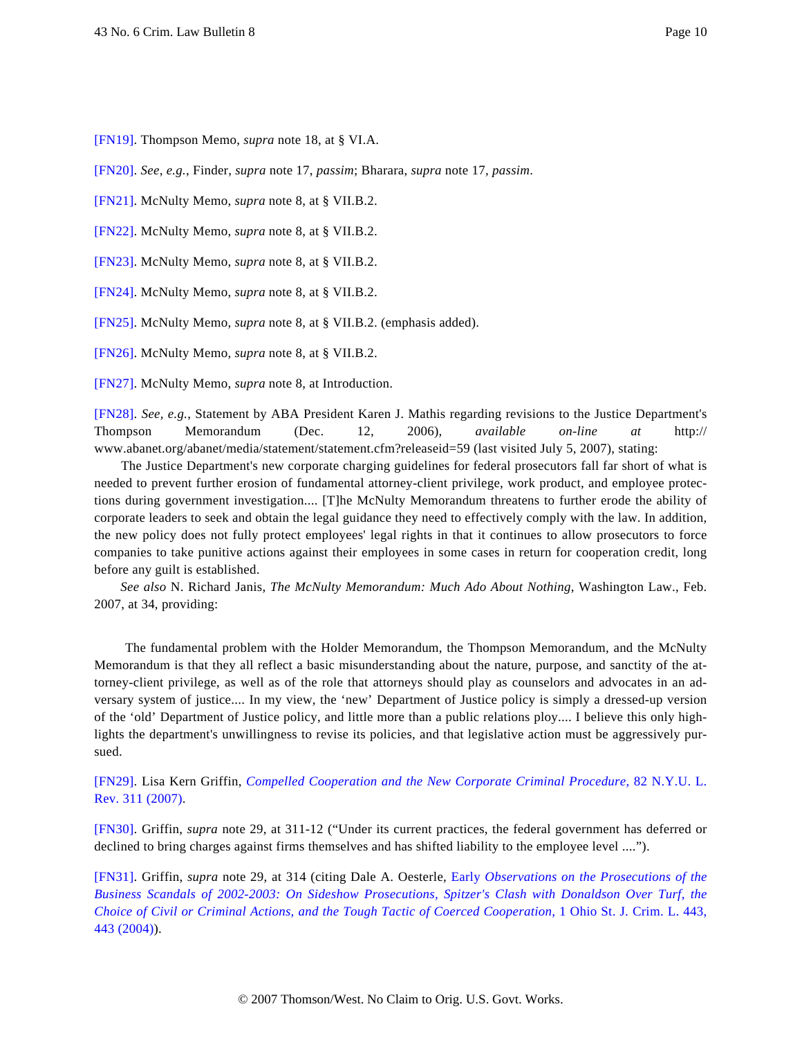[FN19]. Thompson Memo, *supra* note 18, at § VI.A.

[FN20]. *See, e.g.*, Finder, *supra* note 17, *passim*; Bharara, *supra* note 17, *passim*.

[FN21]. McNulty Memo, *supra* note 8, at § VII.B.2.

[FN22]. McNulty Memo, *supra* note 8, at § VII.B.2.

[FN23]. McNulty Memo, *supra* note 8, at § VII.B.2.

[FN24]. McNulty Memo, *supra* note 8, at § VII.B.2.

[FN25]. McNulty Memo, *supra* note 8, at § VII.B.2. (emphasis added).

[FN26]. McNulty Memo, *supra* note 8, at § VII.B.2.

[FN27]. McNulty Memo, *supra* note 8, at Introduction.

[FN28]. *See, e.g.*, Statement by ABA President Karen J. Mathis regarding revisions to the Justice Department's Thompson Memorandum (Dec. 12, 2006), *available on-line at* http://www.abanet.org/abanet/media/statement/statement.cfm?releaseid=59 (last visited July 5, 2007), stating:

The Justice Department's new corporate charging guidelines for federal prosecutors fall far short of what is needed to prevent further erosion of fundamental attorney-client privilege, work product, and employee protections during government investigation.... [T]he McNulty Memorandum threatens to further erode the ability of corporate leaders to seek and obtain the legal guidance they need to effectively comply with the law. In addition, the new policy does not fully protect employees' legal rights in that it continues to allow prosecutors to force companies to take punitive actions against their employees in some cases in return for cooperation credit, long before any guilt is established.

*See also* N. Richard Janis, *The McNulty Memorandum: Much Ado About Nothing*, Washington Law., Feb. 2007, at 34, providing:

The fundamental problem with the Holder Memorandum, the Thompson Memorandum, and the McNulty Memorandum is that they all reflect a basic misunderstanding about the nature, purpose, and sanctity of the attorney-client privilege, as well as of the role that attorneys should play as counselors and advocates in an adversary system of justice.... In my view, the 'new' Department of Justice policy is simply a dressed-up version of the 'old' Department of Justice policy, and little more than a public relations ploy.... I believe this only highlights the department's unwillingness to revise its policies, and that legislative action must be aggressively pursued.

[FN29]. Lisa Kern Griffin, *Compelled Cooperation and the New Corporate Criminal Procedure*, 82 N.Y.U. L. Rev. 311 (2007).

[FN30]. Griffin, *supra* note 29, at 311-12 ("Under its current practices, the federal government has deferred or declined to bring charges against firms themselves and has shifted liability to the employee level ....").

[FN31]. Griffin, *supra* note 29, at 314 (citing Dale A. Oesterle, Early *Observations on the Prosecutions of the Business Scandals of 2002-2003: On Sideshow Prosecutions, Spitzer's Clash with Donaldson Over Turf, the Choice of Civil or Criminal Actions, and the Tough Tactic of Coerced Cooperation*, 1 Ohio St. J. Crim. L. 443, 443 (2004)).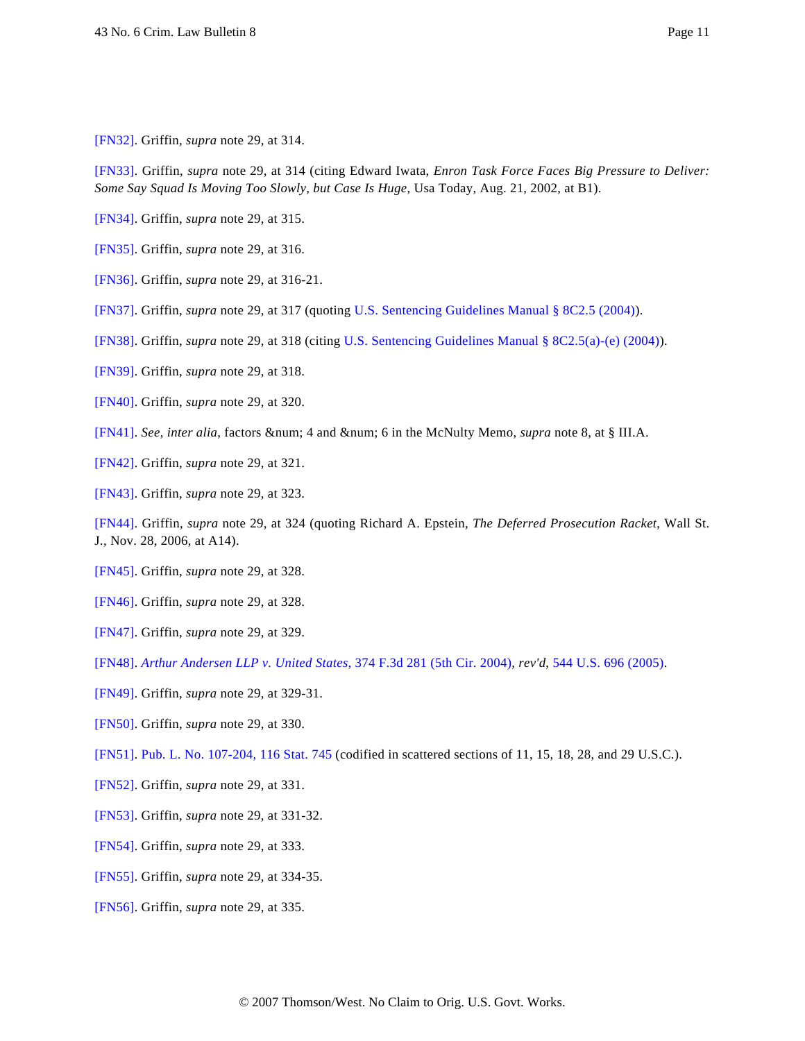[FN32]. Griffin, *supra* note 29, at 314.

[FN33]. Griffin, *supra* note 29, at 314 (citing Edward Iwata, *Enron Task Force Faces Big Pressure to Deliver: Some Say Squad Is Moving Too Slowly, but Case Is Huge*, Usa Today, Aug. 21, 2002, at B1).

[FN34]. Griffin, *supra* note 29, at 315.

[FN35]. Griffin, *supra* note 29, at 316.

[FN36]. Griffin, *supra* note 29, at 316-21.

[FN37]. Griffin, *supra* note 29, at 317 (quoting U.S. Sentencing Guidelines Manual § 8C2.5 (2004)).

[FN38]. Griffin, *supra* note 29, at 318 (citing U.S. Sentencing Guidelines Manual § 8C2.5(a)-(e) (2004)).

[FN39]. Griffin, *supra* note 29, at 318.

[FN40]. Griffin, *supra* note 29, at 320.

[FN41]. *See*, *inter alia*, factors &num; 4 and &num; 6 in the McNulty Memo, *supra* note 8, at § III.A.

[FN42]. Griffin, *supra* note 29, at 321.

[FN43]. Griffin, *supra* note 29, at 323.

[FN44]. Griffin, *supra* note 29, at 324 (quoting Richard A. Epstein, *The Deferred Prosecution Racket*, Wall St. J., Nov. 28, 2006, at A14).

[FN45]. Griffin, *supra* note 29, at 328.

[FN46]. Griffin, *supra* note 29, at 328.

[FN47]. Griffin, *supra* note 29, at 329.

[FN48]. *Arthur Andersen LLP v. United States*, 374 F.3d 281 (5th Cir. 2004), *rev'd*, 544 U.S. 696 (2005).

[FN49]. Griffin, *supra* note 29, at 329-31.

[FN50]. Griffin, *supra* note 29, at 330.

[FN51]. Pub. L. No. 107-204, 116 Stat. 745 (codified in scattered sections of 11, 15, 18, 28, and 29 U.S.C.).

[FN52]. Griffin, *supra* note 29, at 331.

[FN53]. Griffin, *supra* note 29, at 331-32.

[FN54]. Griffin, *supra* note 29, at 333.

[FN55]. Griffin, *supra* note 29, at 334-35.

[FN56]. Griffin, *supra* note 29, at 335.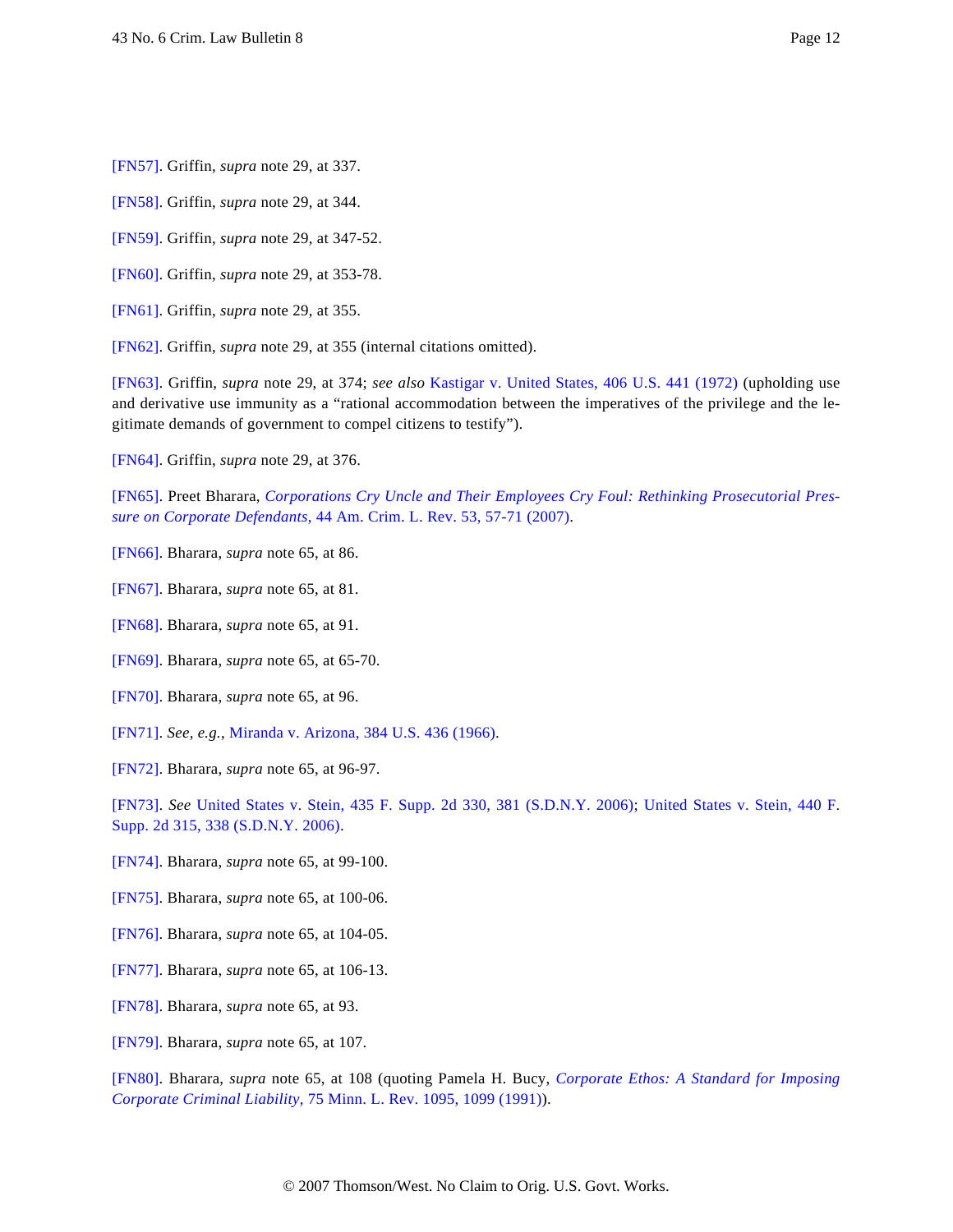[FN57]. Griffin, *supra* note 29, at 337.

[FN58]. Griffin, *supra* note 29, at 344.

[FN59]. Griffin, *supra* note 29, at 347-52.

[FN60]. Griffin, *supra* note 29, at 353-78.

[FN61]. Griffin, *supra* note 29, at 355.

[FN62]. Griffin, *supra* note 29, at 355 (internal citations omitted).

[FN63]. Griffin, *supra* note 29, at 374; *see also* Kastigar v. United States, 406 U.S. 441 (1972) (upholding use and derivative use immunity as a "rational accommodation between the imperatives of the privilege and the legitimate demands of government to compel citizens to testify").

[FN64]. Griffin, *supra* note 29, at 376.

[FN65]. Preet Bharara, *Corporations Cry Uncle and Their Employees Cry Foul: Rethinking Prosecutorial Pressure on Corporate Defendants*, 44 Am. Crim. L. Rev. 53, 57-71 (2007).

[FN66]. Bharara, *supra* note 65, at 86.

[FN67]. Bharara, *supra* note 65, at 81.

[FN68]. Bharara, *supra* note 65, at 91.

[FN69]. Bharara, *supra* note 65, at 65-70.

[FN70]. Bharara, *supra* note 65, at 96.

[FN71]. *See, e.g.*, Miranda v. Arizona, 384 U.S. 436 (1966).

[FN72]. Bharara, *supra* note 65, at 96-97.

[FN73]. *See* United States v. Stein, 435 F. Supp. 2d 330, 381 (S.D.N.Y. 2006); United States v. Stein, 440 F. Supp. 2d 315, 338 (S.D.N.Y. 2006).

[FN74]. Bharara, *supra* note 65, at 99-100.

[FN75]. Bharara, *supra* note 65, at 100-06.

[FN76]. Bharara, *supra* note 65, at 104-05.

[FN77]. Bharara, *supra* note 65, at 106-13.

[FN78]. Bharara, *supra* note 65, at 93.

[FN79]. Bharara, *supra* note 65, at 107.

[FN80]. Bharara, *supra* note 65, at 108 (quoting Pamela H. Bucy, *Corporate Ethos: A Standard for Imposing Corporate Criminal Liability*, 75 Minn. L. Rev. 1095, 1099 (1991)).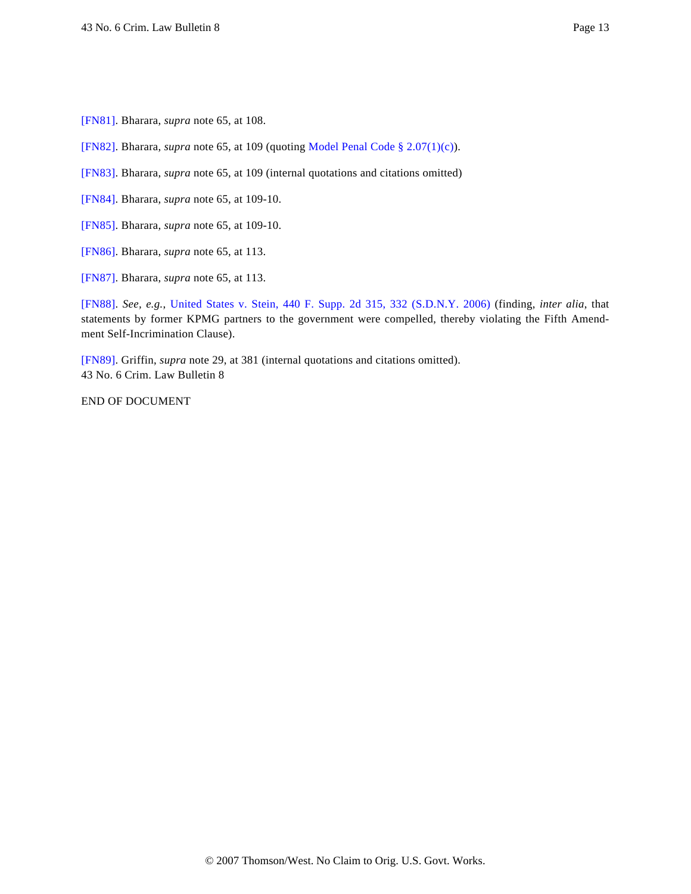[FN81]. Bharara, *supra* note 65, at 108.

[FN82]. Bharara, *supra* note 65, at 109 (quoting Model Penal Code § 2.07(1)(c)).

[FN83]. Bharara, *supra* note 65, at 109 (internal quotations and citations omitted)

[FN84]. Bharara, *supra* note 65, at 109-10.

[FN85]. Bharara, *supra* note 65, at 109-10.

[FN86]. Bharara, *supra* note 65, at 113.

[FN87]. Bharara, *supra* note 65, at 113.

[FN88]. *See, e.g.*, United States v. Stein, 440 F. Supp. 2d 315, 332 (S.D.N.Y. 2006) (finding, *inter alia*, that statements by former KPMG partners to the government were compelled, thereby violating the Fifth Amendment Self-Incrimination Clause).

[FN89]. Griffin, *supra* note 29, at 381 (internal quotations and citations omitted).
43 No. 6 Crim. Law Bulletin 8

END OF DOCUMENT